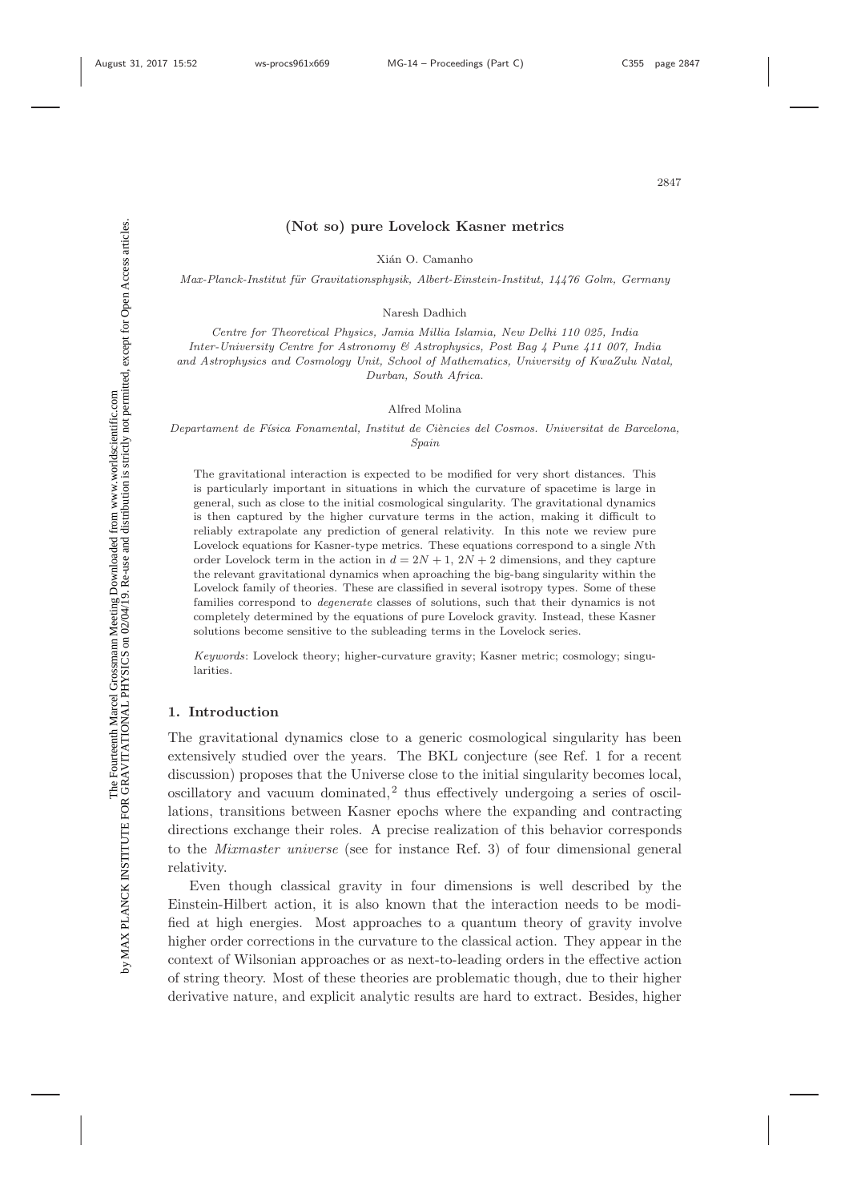# (Not so) pure Lovelock Kasner metrics

Xián O. Camanho

*Max-Planck-Institut für Gravitationsphysik, Albert-Einstein-Institut, 14476 Golm, Germany*

Naresh Dadhich

*Centre for Theoretical Physics, Jamia Millia Islamia, New Delhi 110 025, India*
*Inter-University Centre for Astronomy & Astrophysics, Post Bag 4 Pune 411 007, India*
*and Astrophysics and Cosmology Unit, School of Mathematics, University of KwaZulu Natal, Durban, South Africa.*

Alfred Molina

*Departament de Física Fonamental, Institut de Ciències del Cosmos. Universitat de Barcelona, Spain*

The gravitational interaction is expected to be modified for very short distances. This is particularly important in situations in which the curvature of spacetime is large in general, such as close to the initial cosmological singularity. The gravitational dynamics is then captured by the higher curvature terms in the action, making it difficult to reliably extrapolate any prediction of general relativity. In this note we review pure Lovelock equations for Kasner-type metrics. These equations correspond to a single $N$th order Lovelock term in the action in $d = 2N + 1$, $2N + 2$ dimensions, and they capture the relevant gravitational dynamics when aproaching the big-bang singularity within the Lovelock family of theories. These are classified in several isotropy types. Some of these families correspond to *degenerate* classes of solutions, such that their dynamics is not completely determined by the equations of pure Lovelock gravity. Instead, these Kasner solutions become sensitive to the subleading terms in the Lovelock series.

*Keywords*: Lovelock theory; higher-curvature gravity; Kasner metric; cosmology; singularities.

## 1. Introduction

The gravitational dynamics close to a generic cosmological singularity has been extensively studied over the years. The BKL conjecture (see Ref. 1 for a recent discussion) proposes that the Universe close to the initial singularity becomes local, oscillatory and vacuum dominated,[2] thus effectively undergoing a series of oscillations, transitions between Kasner epochs where the expanding and contracting directions exchange their roles. A precise realization of this behavior corresponds to the *Mixmaster universe* (see for instance Ref. 3) of four dimensional general relativity.

Even though classical gravity in four dimensions is well described by the Einstein-Hilbert action, it is also known that the interaction needs to be modified at high energies. Most approaches to a quantum theory of gravity involve higher order corrections in the curvature to the classical action. They appear in the context of Wilsonian approaches or as next-to-leading orders in the effective action of string theory. Most of these theories are problematic though, due to their higher derivative nature, and explicit analytic results are hard to extract. Besides, higher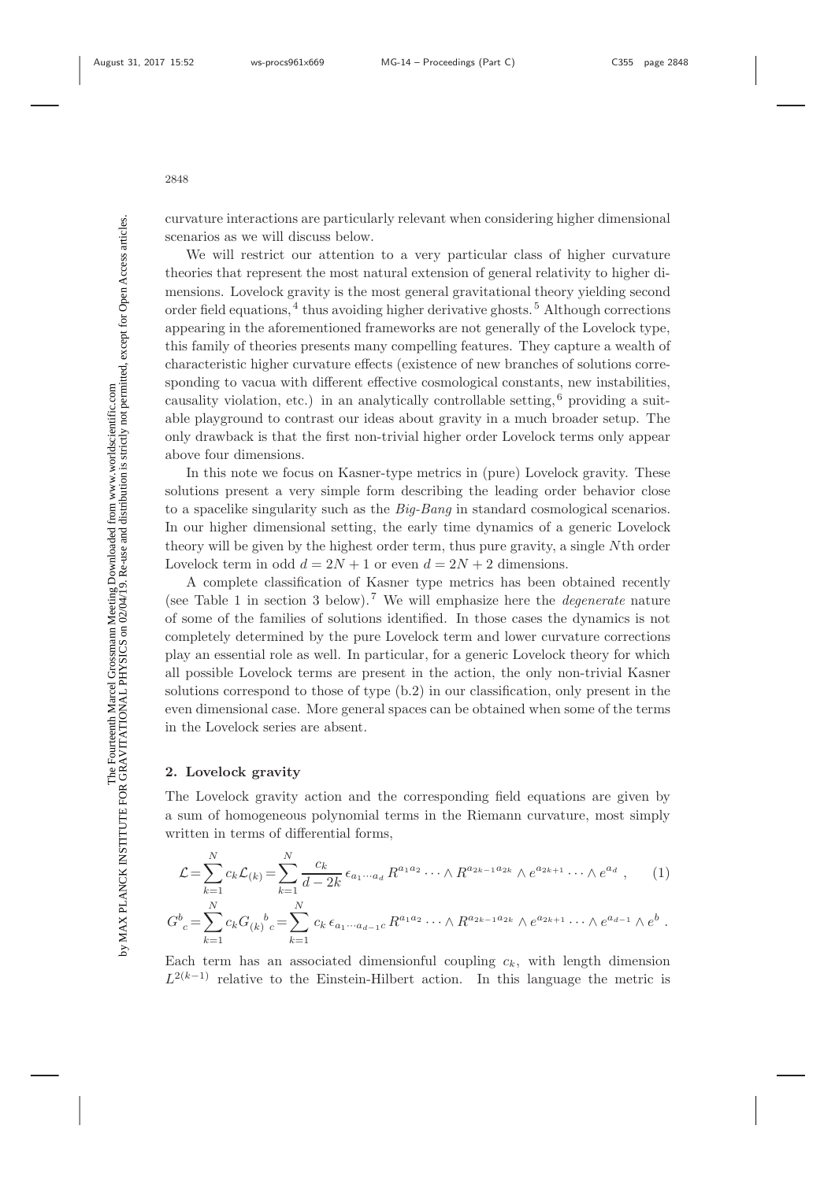curvature interactions are particularly relevant when considering higher dimensional scenarios as we will discuss below.

We will restrict our attention to a very particular class of higher curvature theories that represent the most natural extension of general relativity to higher dimensions. Lovelock gravity is the most general gravitational theory yielding second order field equations,[4] thus avoiding higher derivative ghosts.[5] Although corrections appearing in the aforementioned frameworks are not generally of the Lovelock type, this family of theories presents many compelling features. They capture a wealth of characteristic higher curvature effects (existence of new branches of solutions corresponding to vacua with different effective cosmological constants, new instabilities, causality violation, etc.) in an analytically controllable setting,[6] providing a suitable playground to contrast our ideas about gravity in a much broader setup. The only drawback is that the first non-trivial higher order Lovelock terms only appear above four dimensions.

In this note we focus on Kasner-type metrics in (pure) Lovelock gravity. These solutions present a very simple form describing the leading order behavior close to a spacelike singularity such as the *Big-Bang* in standard cosmological scenarios. In our higher dimensional setting, the early time dynamics of a generic Lovelock theory will be given by the highest order term, thus pure gravity, a single $N$th order Lovelock term in odd $d = 2N + 1$ or even $d = 2N + 2$ dimensions.

A complete classification of Kasner type metrics has been obtained recently (see Table 1 in section 3 below).[7] We will emphasize here the *degenerate* nature of some of the families of solutions identified. In those cases the dynamics is not completely determined by the pure Lovelock term and lower curvature corrections play an essential role as well. In particular, for a generic Lovelock theory for which all possible Lovelock terms are present in the action, the only non-trivial Kasner solutions correspond to those of type (b.2) in our classification, only present in the even dimensional case. More general spaces can be obtained when some of the terms in the Lovelock series are absent.

## 2. Lovelock gravity

The Lovelock gravity action and the corresponding field equations are given by a sum of homogeneous polynomial terms in the Riemann curvature, most simply written in terms of differential forms,

$$\mathcal{L} = \sum_{k=1}^{N} c_k \mathcal{L}_{(k)} = \sum_{k=1}^{N} \frac{c_k}{d-2k}\, \epsilon_{a_1 \cdots a_d}\, R^{a_1 a_2} \cdots \wedge R^{a_{2k-1} a_{2k}} \wedge e^{a_{2k+1}} \cdots \wedge e^{a_d} \ , \qquad (1)$$

$$G^b{}_c = \sum_{k=1}^{N} c_k G_{(k)}{}^b{}_c = \sum_{k=1}^{N} c_k\, \epsilon_{a_1 \cdots a_{d-1} c}\, R^{a_1 a_2} \cdots \wedge R^{a_{2k-1} a_{2k}} \wedge e^{a_{2k+1}} \cdots \wedge e^{a_{d-1}} \wedge e^b \ .$$

Each term has an associated dimensionful coupling $c_k$, with length dimension $L^{2(k-1)}$ relative to the Einstein-Hilbert action. In this language the metric is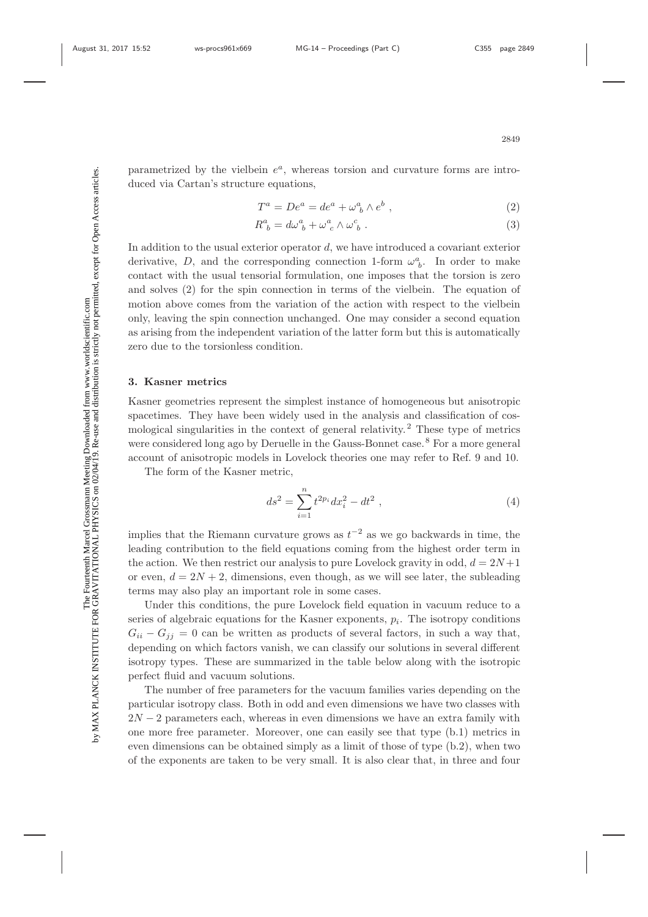parametrized by the vielbein $e^a$, whereas torsion and curvature forms are introduced via Cartan's structure equations,

$$T^a = De^a = de^a + \omega^a_{\ b} \wedge e^b \ , \tag{2}$$

$$R^a_{\ b} = d\omega^a_{\ b} + \omega^a_{\ c} \wedge \omega^c_{\ b} \ . \tag{3}$$

In addition to the usual exterior operator $d$, we have introduced a covariant exterior derivative, $D$, and the corresponding connection 1-form $\omega^a_{\ b}$. In order to make contact with the usual tensorial formulation, one imposes that the torsion is zero and solves (2) for the spin connection in terms of the vielbein. The equation of motion above comes from the variation of the action with respect to the vielbein only, leaving the spin connection unchanged. One may consider a second equation as arising from the independent variation of the latter form but this is automatically zero due to the torsionless condition.

### 3. Kasner metrics

Kasner geometries represent the simplest instance of homogeneous but anisotropic spacetimes. They have been widely used in the analysis and classification of cosmological singularities in the context of general relativity.[2] These type of metrics were considered long ago by Deruelle in the Gauss-Bonnet case.[8] For a more general account of anisotropic models in Lovelock theories one may refer to Ref. 9 and 10.

The form of the Kasner metric,

$$ds^2 = \sum_{i=1}^{n} t^{2p_i} dx_i^2 - dt^2 \ , \tag{4}$$

implies that the Riemann curvature grows as $t^{-2}$ as we go backwards in time, the leading contribution to the field equations coming from the highest order term in the action. We then restrict our analysis to pure Lovelock gravity in odd, $d = 2N+1$ or even, $d = 2N + 2$, dimensions, even though, as we will see later, the subleading terms may also play an important role in some cases.

Under this conditions, the pure Lovelock field equation in vacuum reduce to a series of algebraic equations for the Kasner exponents, $p_i$. The isotropy conditions $G_{ii} - G_{jj} = 0$ can be written as products of several factors, in such a way that, depending on which factors vanish, we can classify our solutions in several different isotropy types. These are summarized in the table below along with the isotropic perfect fluid and vacuum solutions.

The number of free parameters for the vacuum families varies depending on the particular isotropy class. Both in odd and even dimensions we have two classes with $2N - 2$ parameters each, whereas in even dimensions we have an extra family with one more free parameter. Moreover, one can easily see that type (b.1) metrics in even dimensions can be obtained simply as a limit of those of type (b.2), when two of the exponents are taken to be very small. It is also clear that, in three and four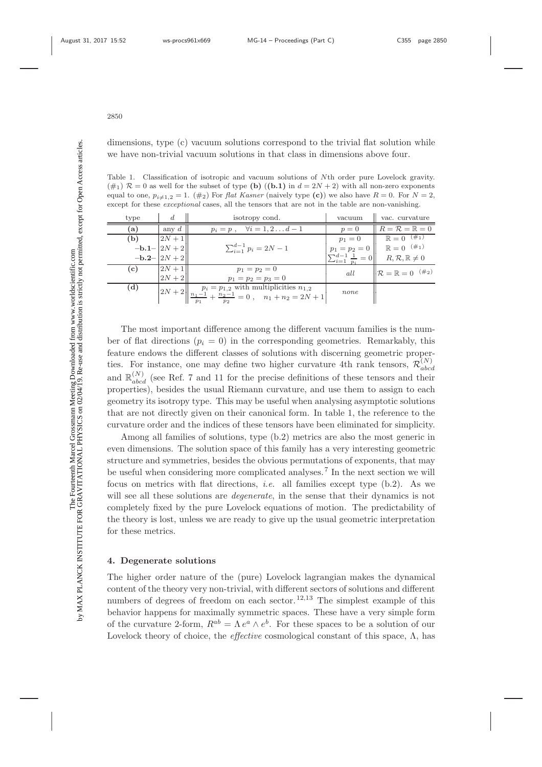dimensions, type (c) vacuum solutions correspond to the trivial flat solution while we have non-trivial vacuum solutions in that class in dimensions above four.

Table 1. Classification of isotropic and vacuum solutions of $N$th order pure Lovelock gravity. ($\#_1$) $\mathcal{R}=0$ as well for the subset of type **(b)** (**(b.1)** in $d=2N+2$) with all non-zero exponents equal to one, $p_{i\neq 1,2}=1$. ($\#_2$) For *flat Kasner* (naively type **(c)**) we also have $R=0$. For $N=2$, except for these *exceptional* cases, all the tensors that are not in the table are non-vanishing.

| type | $d$ | isotropy cond. | vacuum | vac. curvature |
|---|---|---|---|---|
| **(a)** | any $d$ | $p_i = p\ ,\quad \forall i=1,2\ldots d-1$ | $p=0$ | $R=\mathcal{R}=\mathbb{R}=0$ |
| **(b)** | $2N+1$ | $\sum_{i=1}^{d-1} p_i = 2N-1$ | $p_1=0$ | $\mathbb{R}=0$ $^{(\#_1)}$ |
| **–b.1–** | $2N+2$ | | $p_1=p_2=0$ | $\mathbb{R}=0$ $^{(\#_1)}$ |
| **–b.2–** | $2N+2$ | | $\sum_{i=1}^{d-1}\frac{1}{p_i}=0$ | $R,\mathcal{R},\mathbb{R}\neq 0$ |
| **(c)** | $2N+1$ | $p_1=p_2=0$ | *all* | $\mathcal{R}=\mathbb{R}=0$ $^{(\#_2)}$ |
| | $2N+2$ | $p_1=p_2=p_3=0$ | | |
| **(d)** | $2N+2$ | $p_i=p_{1,2}$ with multiplicities $n_{1,2}$; $\frac{n_1-1}{p_1}+\frac{n_2-1}{p_2}=0\ ,\quad n_1+n_2=2N+1$ | *none* | |

The most important difference among the different vacuum families is the number of flat directions ($p_i=0$) in the corresponding geometries. Remarkably, this feature endows the different classes of solutions with discerning geometric properties. For instance, one may define two higher curvature 4th rank tensors, $\mathcal{R}^{(N)}_{abcd}$ and $\mathbb{R}^{(N)}_{abcd}$ (see Ref. 7 and 11 for the precise definitions of these tensors and their properties), besides the usual Riemann curvature, and use them to assign to each geometry its isotropy type. This may be useful when analysing asymptotic solutions that are not directly given on their canonical form. In table 1, the reference to the curvature order and the indices of these tensors have been eliminated for simplicity.

Among all families of solutions, type (b.2) metrics are also the most generic in even dimensions. The solution space of this family has a very interesting geometric structure and symmetries, besides the obvious permutations of exponents, that may be useful when considering more complicated analyses.[7] In the next section we will focus on metrics with flat directions, *i.e.* all families except type (b.2). As we will see all these solutions are *degenerate*, in the sense that their dynamics is not completely fixed by the pure Lovelock equations of motion. The predictability of the theory is lost, unless we are ready to give up the usual geometric interpretation for these metrics.

## 4. Degenerate solutions

The higher order nature of the (pure) Lovelock lagrangian makes the dynamical content of the theory very non-trivial, with different sectors of solutions and different numbers of degrees of freedom on each sector.[12,13] The simplest example of this behavior happens for maximally symmetric spaces. These have a very simple form of the curvature 2-form, $R^{ab}=\Lambda\, e^a\wedge e^b$. For these spaces to be a solution of our Lovelock theory of choice, the *effective* cosmological constant of this space, $\Lambda$, has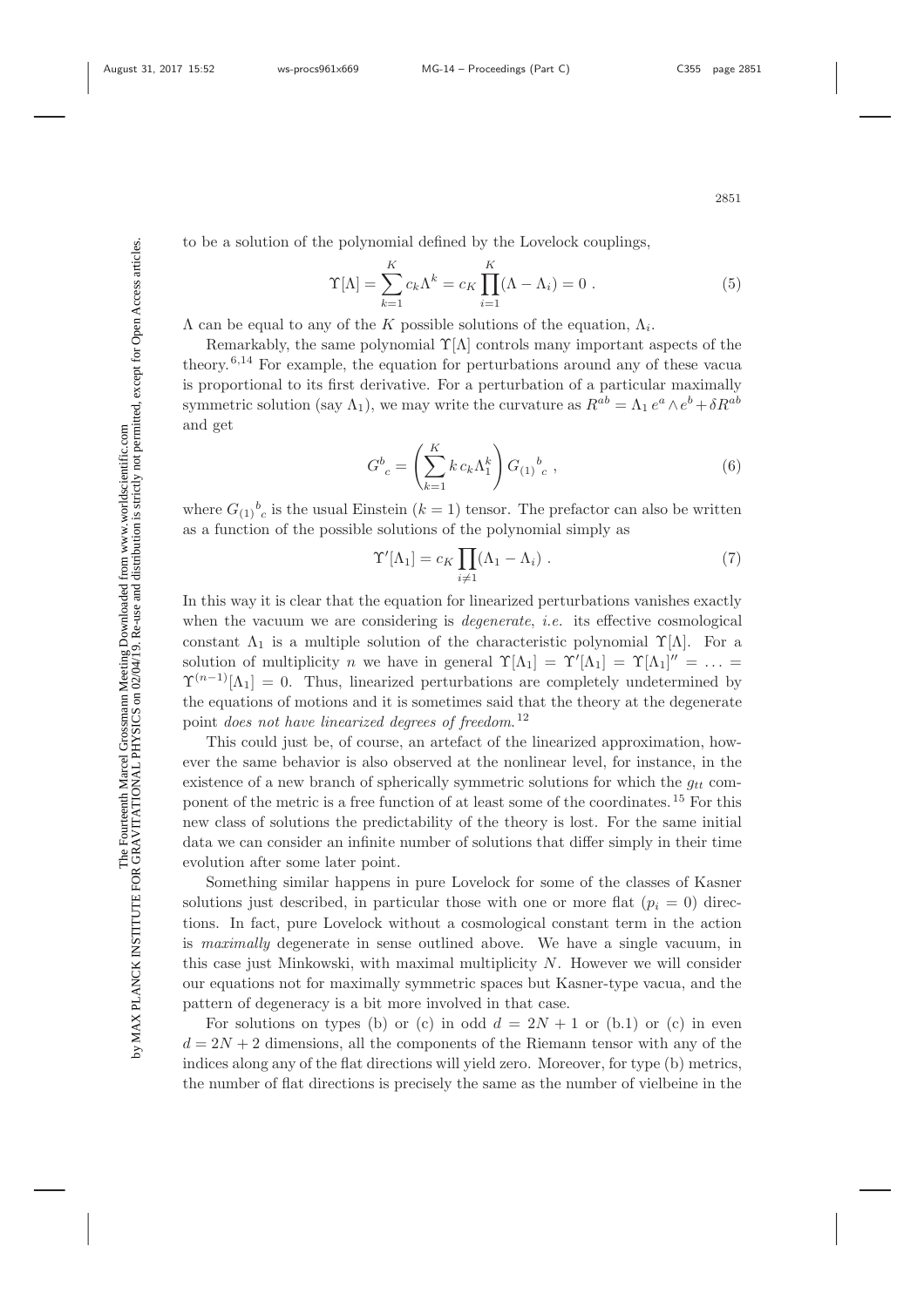to be a solution of the polynomial defined by the Lovelock couplings,

$$\Upsilon[\Lambda] = \sum_{k=1}^{K} c_k \Lambda^k = c_K \prod_{i=1}^{K} (\Lambda - \Lambda_i) = 0 \; . \tag{5}$$

$\Lambda$ can be equal to any of the $K$ possible solutions of the equation, $\Lambda_i$.

Remarkably, the same polynomial $\Upsilon[\Lambda]$ controls many important aspects of the theory.[6,14] For example, the equation for perturbations around any of these vacua is proportional to its first derivative. For a perturbation of a particular maximally symmetric solution (say $\Lambda_1$), we may write the curvature as $R^{ab} = \Lambda_1 \, e^a \wedge e^b + \delta R^{ab}$ and get

$$G^b{}_c = \left( \sum_{k=1}^{K} k \, c_k \Lambda_1^k \right) G_{(1)}{}^b{}_c \; , \tag{6}$$

where $G_{(1)}{}^b{}_c$ is the usual Einstein ($k = 1$) tensor. The prefactor can also be written as a function of the possible solutions of the polynomial simply as

$$\Upsilon'[\Lambda_1] = c_K \prod_{i \neq 1} (\Lambda_1 - \Lambda_i) \; . \tag{7}$$

In this way it is clear that the equation for linearized perturbations vanishes exactly when the vacuum we are considering is *degenerate*, *i.e.* its effective cosmological constant $\Lambda_1$ is a multiple solution of the characteristic polynomial $\Upsilon[\Lambda]$. For a solution of multiplicity $n$ we have in general $\Upsilon[\Lambda_1] = \Upsilon'[\Lambda_1] = \Upsilon[\Lambda_1]'' = \ldots = \Upsilon^{(n-1)}[\Lambda_1] = 0$. Thus, linearized perturbations are completely undetermined by the equations of motions and it is sometimes said that the theory at the degenerate point *does not have linearized degrees of freedom.*[12]

This could just be, of course, an artefact of the linearized approximation, however the same behavior is also observed at the nonlinear level, for instance, in the existence of a new branch of spherically symmetric solutions for which the $g_{tt}$ component of the metric is a free function of at least some of the coordinates.[15] For this new class of solutions the predictability of the theory is lost. For the same initial data we can consider an infinite number of solutions that differ simply in their time evolution after some later point.

Something similar happens in pure Lovelock for some of the classes of Kasner solutions just described, in particular those with one or more flat ($p_i = 0$) directions. In fact, pure Lovelock without a cosmological constant term in the action is *maximally* degenerate in sense outlined above. We have a single vacuum, in this case just Minkowski, with maximal multiplicity $N$. However we will consider our equations not for maximally symmetric spaces but Kasner-type vacua, and the pattern of degeneracy is a bit more involved in that case.

For solutions on types (b) or (c) in odd $d = 2N + 1$ or (b.1) or (c) in even $d = 2N + 2$ dimensions, all the components of the Riemann tensor with any of the indices along any of the flat directions will yield zero. Moreover, for type (b) metrics, the number of flat directions is precisely the same as the number of vielbeine in the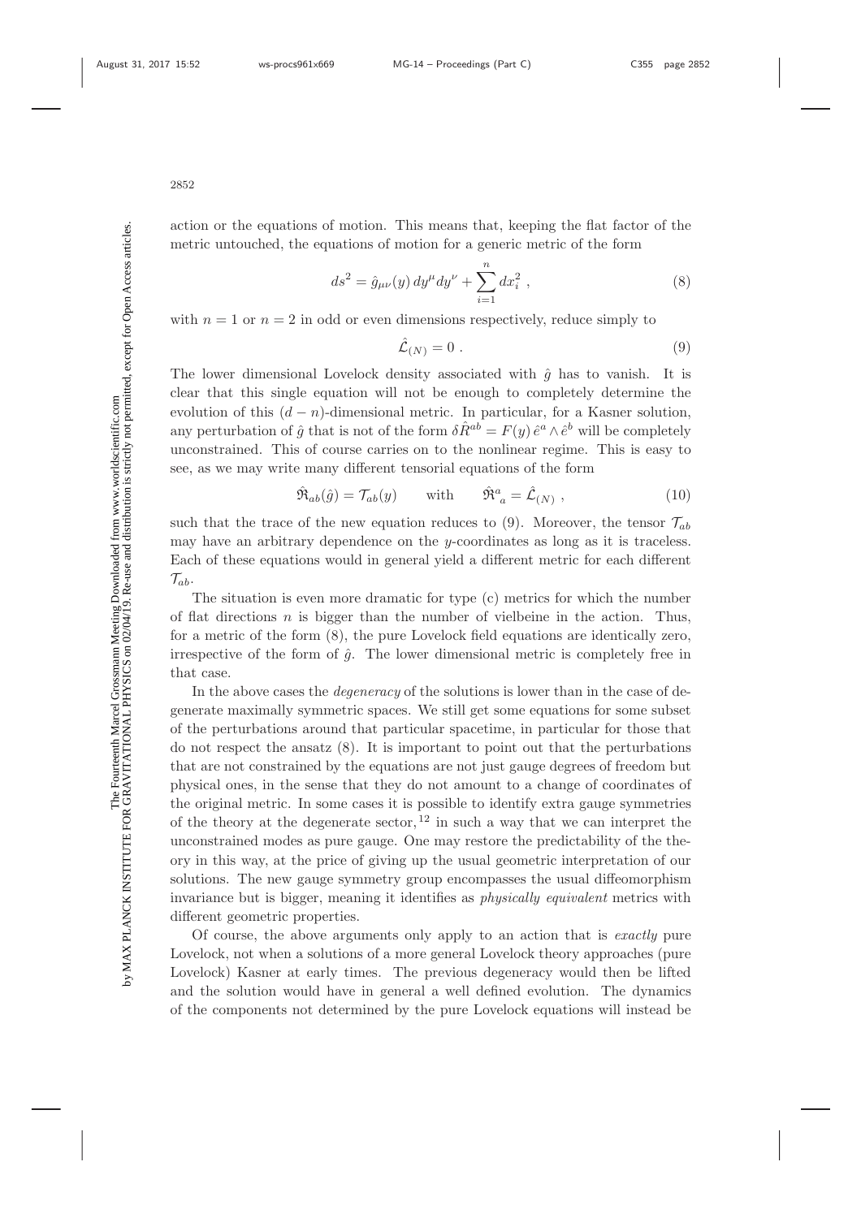action or the equations of motion. This means that, keeping the flat factor of the metric untouched, the equations of motion for a generic metric of the form

$$ds^2 = \hat{g}_{\mu\nu}(y)\, dy^\mu dy^\nu + \sum_{i=1}^{n} dx_i^2 \ , \tag{8}$$

with $n = 1$ or $n = 2$ in odd or even dimensions respectively, reduce simply to

$$\hat{\mathcal{L}}_{(N)} = 0 \ . \tag{9}$$

The lower dimensional Lovelock density associated with $\hat{g}$ has to vanish. It is clear that this single equation will not be enough to completely determine the evolution of this $(d-n)$-dimensional metric. In particular, for a Kasner solution, any perturbation of $\hat{g}$ that is not of the form $\delta\hat{R}^{ab} = F(y)\,\hat{e}^a \wedge \hat{e}^b$ will be completely unconstrained. This of course carries on to the nonlinear regime. This is easy to see, as we may write many different tensorial equations of the form

$$\hat{\mathfrak{R}}_{ab}(\hat{g}) = \mathcal{T}_{ab}(y) \qquad \text{with} \qquad \hat{\mathfrak{R}}^a{}_a = \hat{\mathcal{L}}_{(N)} \ , \tag{10}$$

such that the trace of the new equation reduces to (9). Moreover, the tensor $\mathcal{T}_{ab}$ may have an arbitrary dependence on the $y$-coordinates as long as it is traceless. Each of these equations would in general yield a different metric for each different $\mathcal{T}_{ab}$.

The situation is even more dramatic for type (c) metrics for which the number of flat directions $n$ is bigger than the number of vielbeine in the action. Thus, for a metric of the form (8), the pure Lovelock field equations are identically zero, irrespective of the form of $\hat{g}$. The lower dimensional metric is completely free in that case.

In the above cases the *degeneracy* of the solutions is lower than in the case of degenerate maximally symmetric spaces. We still get some equations for some subset of the perturbations around that particular spacetime, in particular for those that do not respect the ansatz (8). It is important to point out that the perturbations that are not constrained by the equations are not just gauge degrees of freedom but physical ones, in the sense that they do not amount to a change of coordinates of the original metric. In some cases it is possible to identify extra gauge symmetries of the theory at the degenerate sector,[12] in such a way that we can interpret the unconstrained modes as pure gauge. One may restore the predictability of the theory in this way, at the price of giving up the usual geometric interpretation of our solutions. The new gauge symmetry group encompasses the usual diffeomorphism invariance but is bigger, meaning it identifies as *physically equivalent* metrics with different geometric properties.

Of course, the above arguments only apply to an action that is *exactly* pure Lovelock, not when a solutions of a more general Lovelock theory approaches (pure Lovelock) Kasner at early times. The previous degeneracy would then be lifted and the solution would have in general a well defined evolution. The dynamics of the components not determined by the pure Lovelock equations will instead be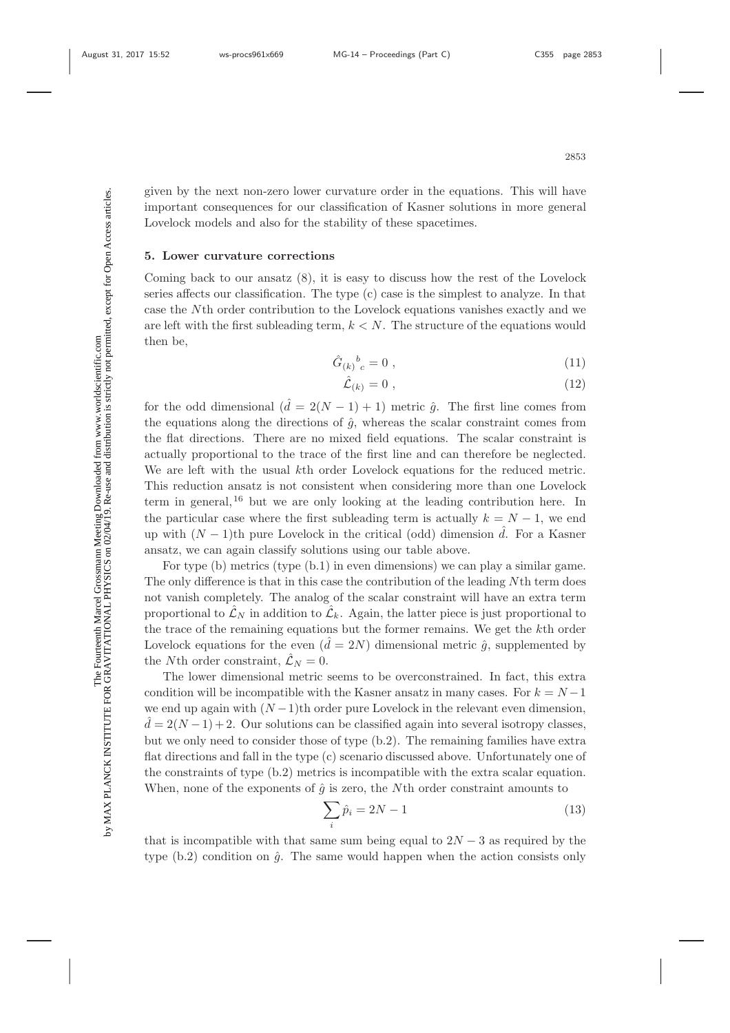given by the next non-zero lower curvature order in the equations. This will have important consequences for our classification of Kasner solutions in more general Lovelock models and also for the stability of these spacetimes.

## 5. Lower curvature corrections

Coming back to our ansatz (8), it is easy to discuss how the rest of the Lovelock series affects our classification. The type (c) case is the simplest to analyze. In that case the $N$th order contribution to the Lovelock equations vanishes exactly and we are left with the first subleading term, $k < N$. The structure of the equations would then be,

$$\hat{G}_{(k)}{}^{b}{}_{c} = 0 \,, \tag{11}$$

$$\hat{\mathcal{L}}_{(k)} = 0 \,, \tag{12}$$

for the odd dimensional ($\hat{d} = 2(N-1)+1$) metric $\hat{g}$. The first line comes from the equations along the directions of $\hat{g}$, whereas the scalar constraint comes from the flat directions. There are no mixed field equations. The scalar constraint is actually proportional to the trace of the first line and can therefore be neglected. We are left with the usual $k$th order Lovelock equations for the reduced metric. This reduction ansatz is not consistent when considering more than one Lovelock term in general,[16] but we are only looking at the leading contribution here. In the particular case where the first subleading term is actually $k = N-1$, we end up with $(N-1)$th pure Lovelock in the critical (odd) dimension $\hat{d}$. For a Kasner ansatz, we can again classify solutions using our table above.

For type (b) metrics (type (b.1) in even dimensions) we can play a similar game. The only difference is that in this case the contribution of the leading $N$th term does not vanish completely. The analog of the scalar constraint will have an extra term proportional to $\hat{\mathcal{L}}_N$ in addition to $\hat{\mathcal{L}}_k$. Again, the latter piece is just proportional to the trace of the remaining equations but the former remains. We get the $k$th order Lovelock equations for the even ($\hat{d} = 2N$) dimensional metric $\hat{g}$, supplemented by the $N$th order constraint, $\hat{\mathcal{L}}_N = 0$.

The lower dimensional metric seems to be overconstrained. In fact, this extra condition will be incompatible with the Kasner ansatz in many cases. For $k = N-1$ we end up again with $(N-1)$th order pure Lovelock in the relevant even dimension, $\hat{d} = 2(N-1)+2$. Our solutions can be classified again into several isotropy classes, but we only need to consider those of type (b.2). The remaining families have extra flat directions and fall in the type (c) scenario discussed above. Unfortunately one of the constraints of type (b.2) metrics is incompatible with the extra scalar equation. When, none of the exponents of $\hat{g}$ is zero, the $N$th order constraint amounts to

$$\sum_i \hat{p}_i = 2N - 1 \tag{13}$$

that is incompatible with that same sum being equal to $2N-3$ as required by the type (b.2) condition on $\hat{g}$. The same would happen when the action consists only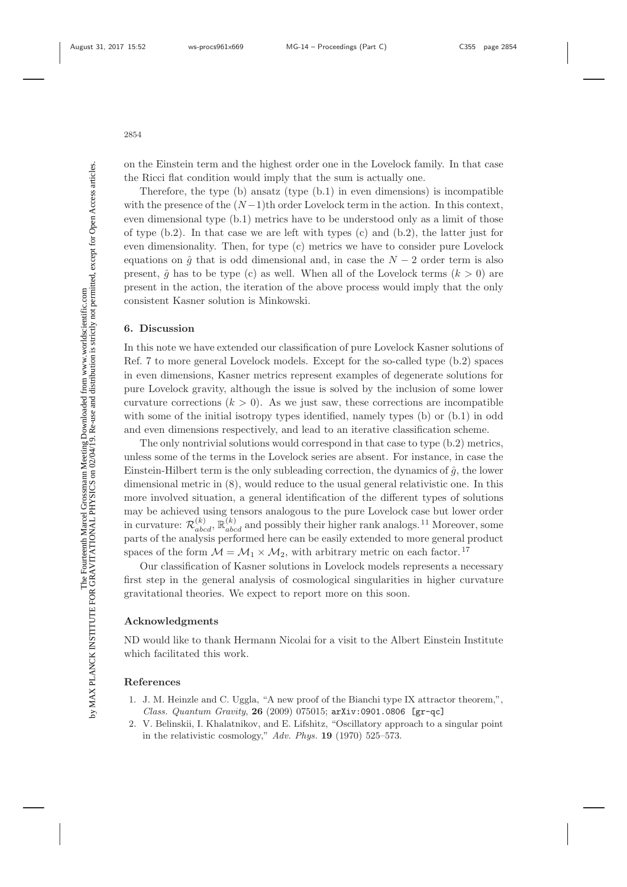on the Einstein term and the highest order one in the Lovelock family. In that case the Ricci flat condition would imply that the sum is actually one.

Therefore, the type (b) ansatz (type (b.1) in even dimensions) is incompatible with the presence of the $(N-1)$th order Lovelock term in the action. In this context, even dimensional type (b.1) metrics have to be understood only as a limit of those of type (b.2). In that case we are left with types (c) and (b.2), the latter just for even dimensionality. Then, for type (c) metrics we have to consider pure Lovelock equations on $\hat{g}$ that is odd dimensional and, in case the $N-2$ order term is also present, $\hat{g}$ has to be type (c) as well. When all of the Lovelock terms $(k > 0)$ are present in the action, the iteration of the above process would imply that the only consistent Kasner solution is Minkowski.

## 6. Discussion

In this note we have extended our classification of pure Lovelock Kasner solutions of Ref. 7 to more general Lovelock models. Except for the so-called type (b.2) spaces in even dimensions, Kasner metrics represent examples of degenerate solutions for pure Lovelock gravity, although the issue is solved by the inclusion of some lower curvature corrections $(k > 0)$. As we just saw, these corrections are incompatible with some of the initial isotropy types identified, namely types (b) or (b.1) in odd and even dimensions respectively, and lead to an iterative classification scheme.

The only nontrivial solutions would correspond in that case to type (b.2) metrics, unless some of the terms in the Lovelock series are absent. For instance, in case the Einstein-Hilbert term is the only subleading correction, the dynamics of $\hat{g}$, the lower dimensional metric in (8), would reduce to the usual general relativistic one. In this more involved situation, a general identification of the different types of solutions may be achieved using tensors analogous to the pure Lovelock case but lower order in curvature: $\mathcal{R}^{(k)}_{abcd}$, $\mathbb{R}^{(k)}_{abcd}$ and possibly their higher rank analogs.[11] Moreover, some parts of the analysis performed here can be easily extended to more general product spaces of the form $\mathcal{M} = \mathcal{M}_1 \times \mathcal{M}_2$, with arbitrary metric on each factor.[17]

Our classification of Kasner solutions in Lovelock models represents a necessary first step in the general analysis of cosmological singularities in higher curvature gravitational theories. We expect to report more on this soon.

### Acknowledgments

ND would like to thank Hermann Nicolai for a visit to the Albert Einstein Institute which facilitated this work.

### References

1. J. M. Heinzle and C. Uggla, "A new proof of the Bianchi type IX attractor theorem,", *Class. Quantum Gravity*, **26** (2009) 075015; arXiv:0901.0806 [gr-qc]
2. V. Belinskii, I. Khalatnikov, and E. Lifshitz, "Oscillatory approach to a singular point in the relativistic cosmology," *Adv. Phys.* **19** (1970) 525–573.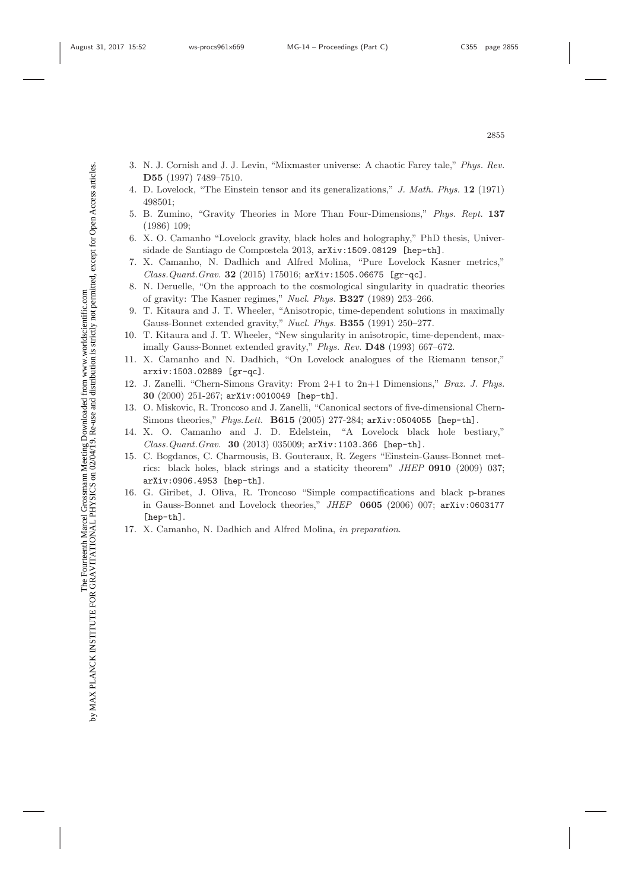3. N. J. Cornish and J. J. Levin, "Mixmaster universe: A chaotic Farey tale," *Phys. Rev.* **D55** (1997) 7489–7510.
4. D. Lovelock, "The Einstein tensor and its generalizations," *J. Math. Phys.* **12** (1971) 498501;
5. B. Zumino, "Gravity Theories in More Than Four-Dimensions," *Phys. Rept.* **137** (1986) 109;
6. X. O. Camanho "Lovelock gravity, black holes and holography," PhD thesis, Universidade de Santiago de Compostela 2013, `arXiv:1509.08129 [hep-th]`.
7. X. Camanho, N. Dadhich and Alfred Molina, "Pure Lovelock Kasner metrics," *Class.Quant.Grav.* **32** (2015) 175016; `arXiv:1505.06675 [gr-qc]`.
8. N. Deruelle, "On the approach to the cosmological singularity in quadratic theories of gravity: The Kasner regimes," *Nucl. Phys.* **B327** (1989) 253–266.
9. T. Kitaura and J. T. Wheeler, "Anisotropic, time-dependent solutions in maximally Gauss-Bonnet extended gravity," *Nucl. Phys.* **B355** (1991) 250–277.
10. T. Kitaura and J. T. Wheeler, "New singularity in anisotropic, time-dependent, maximally Gauss-Bonnet extended gravity," *Phys. Rev.* **D48** (1993) 667–672.
11. X. Camanho and N. Dadhich, "On Lovelock analogues of the Riemann tensor," `arxiv:1503.02889 [gr-qc]`.
12. J. Zanelli. "Chern-Simons Gravity: From 2+1 to 2n+1 Dimensions," *Braz. J. Phys.* **30** (2000) 251-267; `arXiv:0010049 [hep-th]`.
13. O. Miskovic, R. Troncoso and J. Zanelli, "Canonical sectors of five-dimensional Chern-Simons theories," *Phys.Lett.* **B615** (2005) 277-284; `arXiv:0504055 [hep-th]`.
14. X. O. Camanho and J. D. Edelstein, "A Lovelock black hole bestiary," *Class.Quant.Grav.* **30** (2013) 035009; `arXiv:1103.366 [hep-th]`.
15. C. Bogdanos, C. Charmousis, B. Gouteraux, R. Zegers "Einstein-Gauss-Bonnet metrics: black holes, black strings and a staticity theorem" *JHEP* **0910** (2009) 037; `arXiv:0906.4953 [hep-th]`.
16. G. Giribet, J. Oliva, R. Troncoso "Simple compactifications and black p-branes in Gauss-Bonnet and Lovelock theories," *JHEP* **0605** (2006) 007; `arXiv:0603177 [hep-th]`.
17. X. Camanho, N. Dadhich and Alfred Molina, *in preparation*.